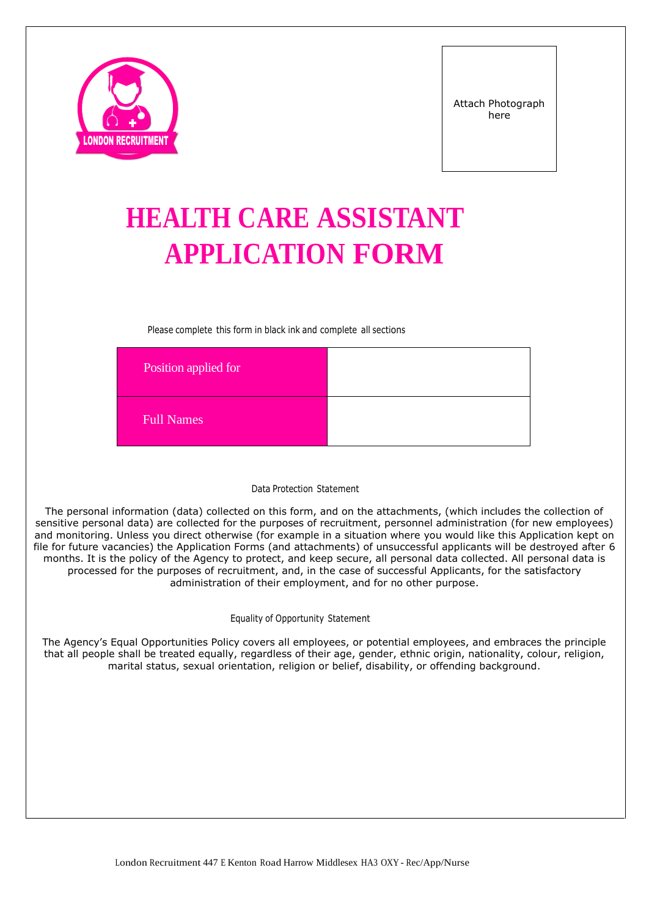LONDON RECRUITMENT

Attach Photograph here

# HEALTH CARE ASSISTANT APPLICATION FORM

Please complete this form in black ink and complete all sections

| Position applied for | |
|---|---|
| Full Names | |

## Data Protection Statement

The personal information (data) collected on this form, and on the attachments, (which includes the collection of sensitive personal data) are collected for the purposes of recruitment, personnel administration (for new employees) and monitoring. Unless you direct otherwise (for example in a situation where you would like this Application kept on file for future vacancies) the Application Forms (and attachments) of unsuccessful applicants will be destroyed after 6 months. It is the policy of the Agency to protect, and keep secure, all personal data collected. All personal data is processed for the purposes of recruitment, and, in the case of successful Applicants, for the satisfactory administration of their employment, and for no other purpose.

## Equality of Opportunity Statement

The Agency's Equal Opportunities Policy covers all employees, or potential employees, and embraces the principle that all people shall be treated equally, regardless of their age, gender, ethnic origin, nationality, colour, religion, marital status, sexual orientation, religion or belief, disability, or offending background.

London Recruitment 447 E Kenton Road Harrow Middlesex HA3 OXY - Rec/App/Nurse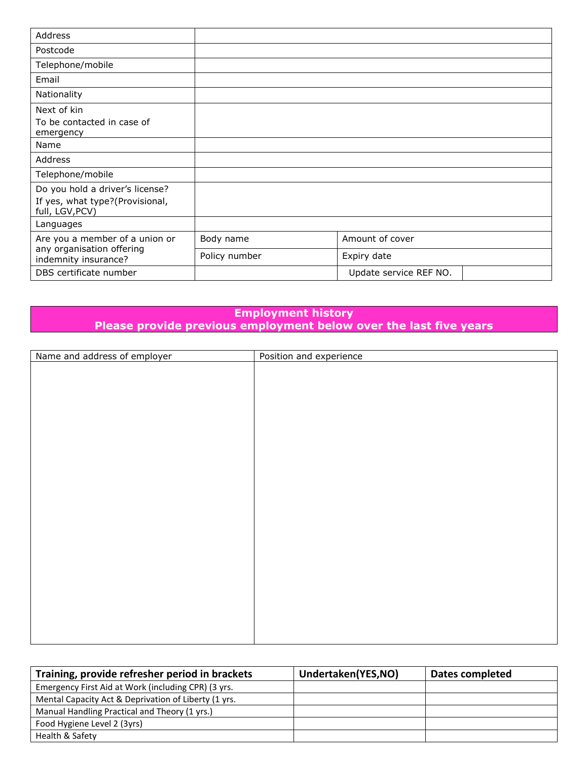| | | | |
|---|---|---|---|
| Address | | | |
| Postcode | | | |
| Telephone/mobile | | | |
| Email | | | |
| Nationality | | | |
| Next of kin<br>To be contacted in case of emergency | | | |
| Name | | | |
| Address | | | |
| Telephone/mobile | | | |
| Do you hold a driver's license?<br>If yes, what type?(Provisional, full, LGV,PCV) | | | |
| Languages | | | |
| Are you a member of a union or any organisation offering indemnity insurance? | Body name | Amount of cover | |
| | Policy number | Expiry date | |
| DBS certificate number | | Update service REF NO. | |

## Employment history
## Please provide previous employment below over the last five years

| Name and address of employer | Position and experience |
|---|---|
| | |

| Training, provide refresher period in brackets | Undertaken(YES,NO) | Dates completed |
|---|---|---|
| Emergency First Aid at Work (including CPR) (3 yrs. | | |
| Mental Capacity Act & Deprivation of Liberty (1 yrs. | | |
| Manual Handling Practical and Theory (1 yrs.) | | |
| Food Hygiene Level 2 (3yrs) | | |
| Health & Safety | | |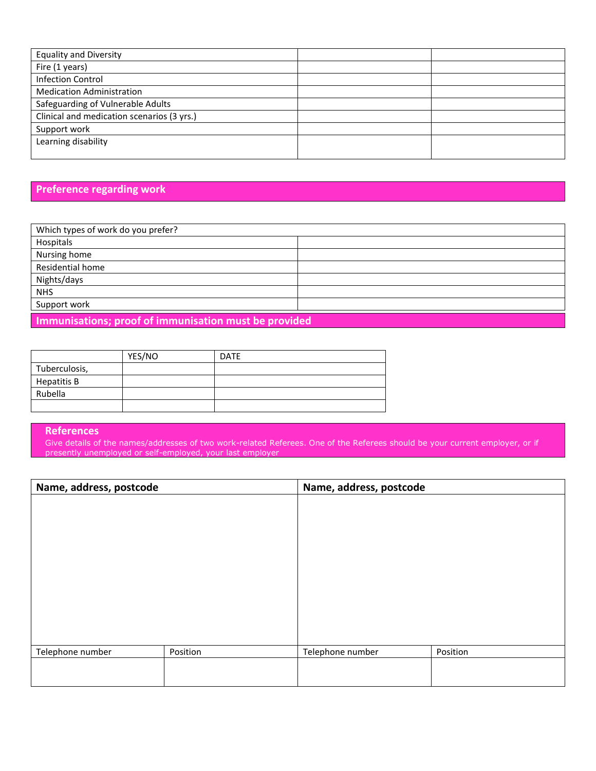| | | |
|---|---|---|
| Equality and Diversity | | |
| Fire (1 years) | | |
| Infection Control | | |
| Medication Administration | | |
| Safeguarding of Vulnerable Adults | | |
| Clinical and medication scenarios (3 yrs.) | | |
| Support work | | |
| Learning disability | | |

## Preference regarding work

| Which types of work do you prefer? | |
|---|---|
| Hospitals | |
| Nursing home | |
| Residential home | |
| Nights/days | |
| NHS | |
| Support work | |

## Immunisations; proof of immunisation must be provided

| | YES/NO | DATE |
|---|---|---|
| Tuberculosis, | | |
| Hepatitis B | | |
| Rubella | | |
| | | |

## References

Give details of the names/addresses of two work-related Referees. One of the Referees should be your current employer, or if presently unemployed or self-employed, your last employer

| **Name, address, postcode** | | **Name, address, postcode** | |
|---|---|---|---|
| | | | |
| Telephone number | Position | Telephone number | Position |
| | | | |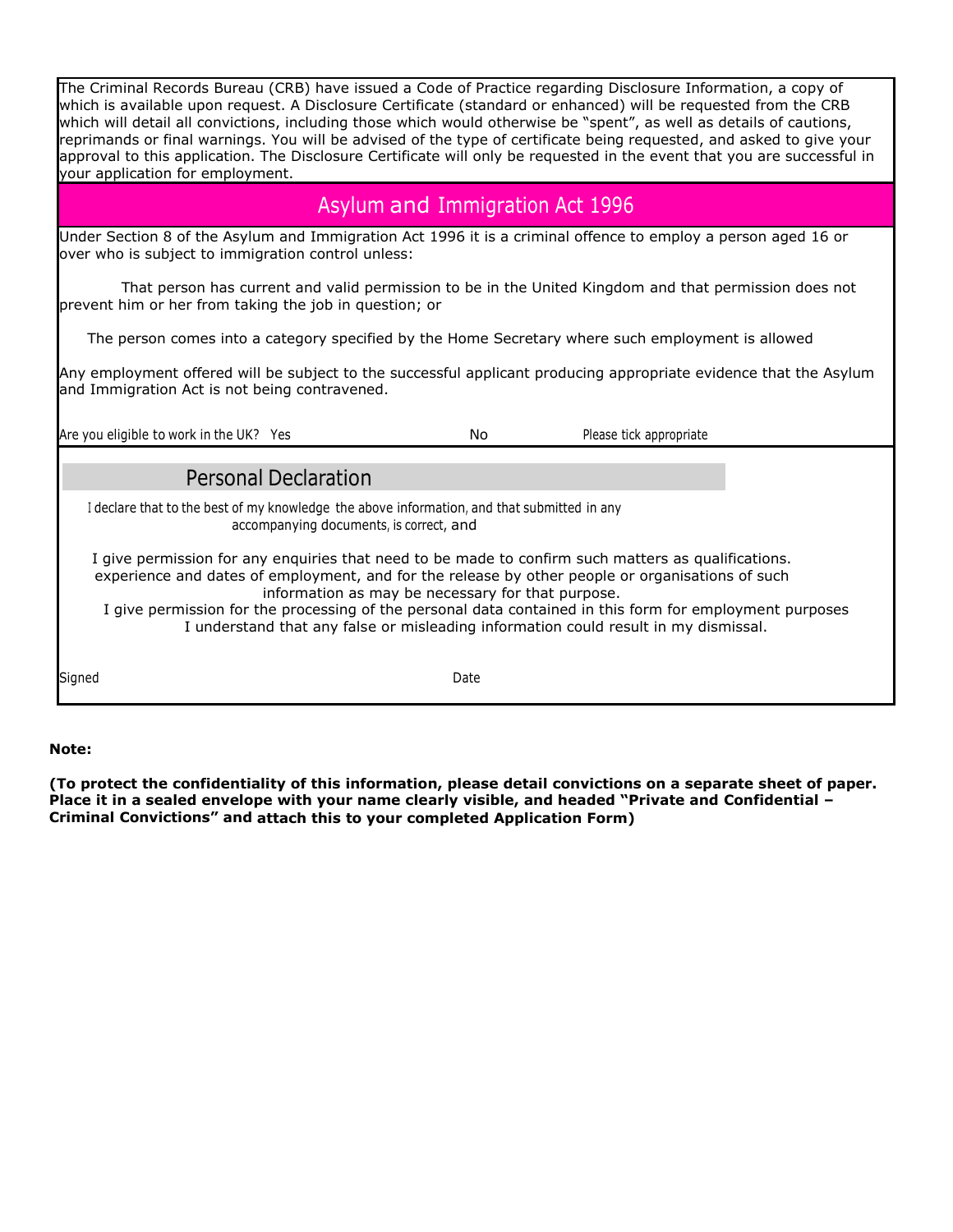The Criminal Records Bureau (CRB) have issued a Code of Practice regarding Disclosure Information, a copy of which is available upon request. A Disclosure Certificate (standard or enhanced) will be requested from the CRB which will detail all convictions, including those which would otherwise be "spent", as well as details of cautions, reprimands or final warnings. You will be advised of the type of certificate being requested, and asked to give your approval to this application. The Disclosure Certificate will only be requested in the event that you are successful in your application for employment.

## Asylum and Immigration Act 1996

Under Section 8 of the Asylum and Immigration Act 1996 it is a criminal offence to employ a person aged 16 or over who is subject to immigration control unless:

That person has current and valid permission to be in the United Kingdom and that permission does not prevent him or her from taking the job in question; or

The person comes into a category specified by the Home Secretary where such employment is allowed

Any employment offered will be subject to the successful applicant producing appropriate evidence that the Asylum and Immigration Act is not being contravened.

Are you eligible to work in the UK? Yes No Please tick appropriate

## Personal Declaration

I declare that to the best of my knowledge the above information, and that submitted in any accompanying documents, is correct, and

I give permission for any enquiries that need to be made to confirm such matters as qualifications. experience and dates of employment, and for the release by other people or organisations of such information as may be necessary for that purpose.

I give permission for the processing of the personal data contained in this form for employment purposes

I understand that any false or misleading information could result in my dismissal.

Signed Date

**Note:**

**(To protect the confidentiality of this information, please detail convictions on a separate sheet of paper. Place it in a sealed envelope with your name clearly visible, and headed "Private and Confidential – Criminal Convictions" and attach this to your completed Application Form)**